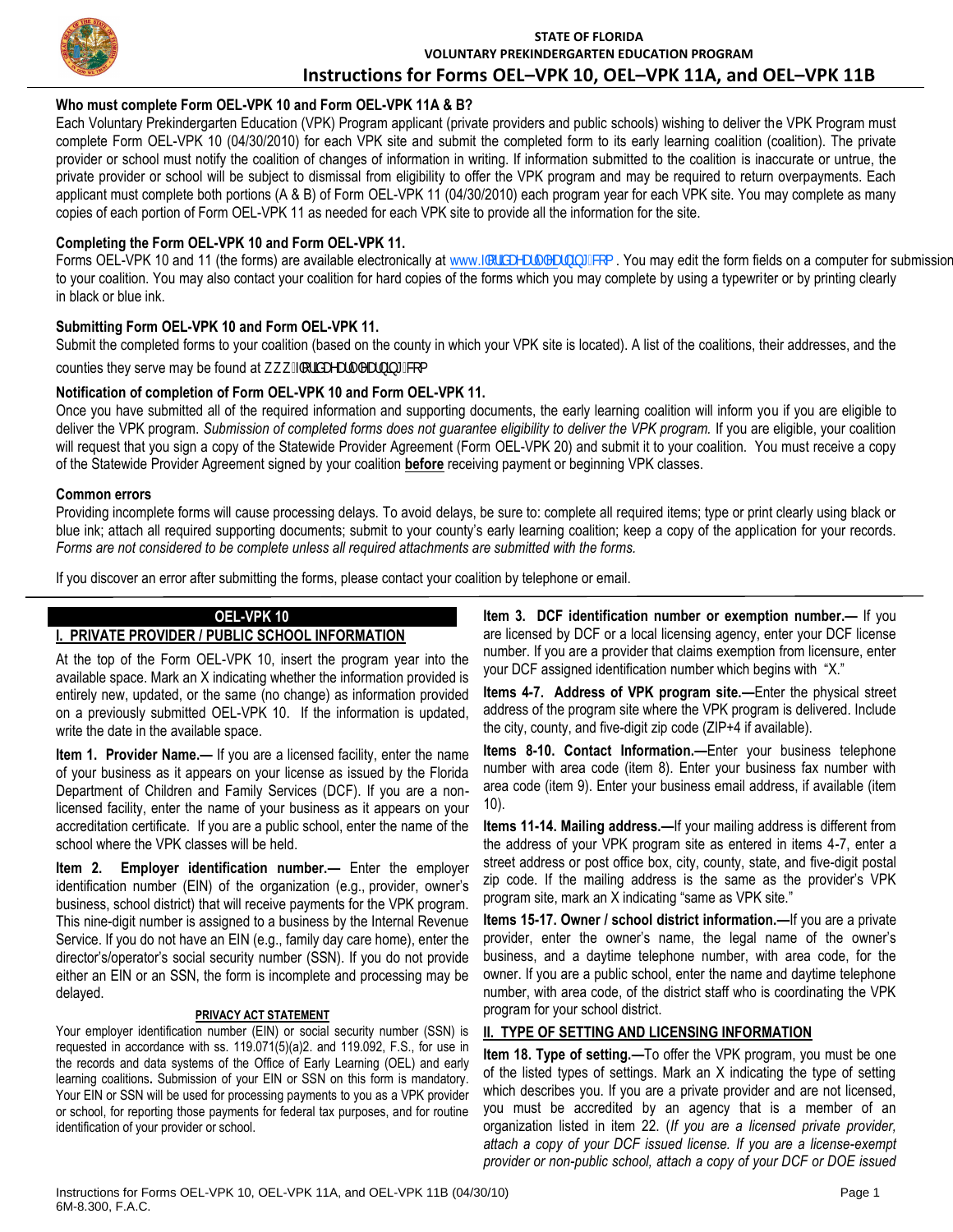**STATE OF FLORIDA**
**VOLUNTARY PREKINDERGARTEN EDUCATION PROGRAM**

# Instructions for Forms OEL–VPK 10, OEL–VPK 11A, and OEL–VPK 11B

**Who must complete Form OEL-VPK 10 and Form OEL-VPK 11A & B?**

Each Voluntary Prekindergarten Education (VPK) Program applicant (private providers and public schools) wishing to deliver the VPK Program must complete Form OEL-VPK 10 (04/30/2010) for each VPK site and submit the completed form to its early learning coalition (coalition). The private provider or school must notify the coalition of changes of information in writing. If information submitted to the coalition is inaccurate or untrue, the private provider or school will be subject to dismissal from eligibility to offer the VPK program and may be required to return overpayments. Each applicant must complete both portions (A & B) of Form OEL-VPK 11 (04/30/2010) each program year for each VPK site. You may complete as many copies of each portion of Form OEL-VPK 11 as needed for each VPK site to provide all the information for the site.

**Completing the Form OEL-VPK 10 and Form OEL-VPK 11.**

Forms OEL-VPK 10 and 11 (the forms) are available electronically at www.floridaearlylearning.com. You may edit the form fields on a computer for submission to your coalition. You may also contact your coalition for hard copies of the forms which you may complete by using a typewriter or by printing clearly in black or blue ink.

**Submitting Form OEL-VPK 10 and Form OEL-VPK 11.**

Submit the completed forms to your coalition (based on the county in which your VPK site is located). A list of the coalitions, their addresses, and the counties they serve may be found at www.floridaearlylearning.com

**Notification of completion of Form OEL-VPK 10 and Form OEL-VPK 11.**

Once you have submitted all of the required information and supporting documents, the early learning coalition will inform you if you are eligible to deliver the VPK program. *Submission of completed forms does not guarantee eligibility to deliver the VPK program.* If you are eligible, your coalition will request that you sign a copy of the Statewide Provider Agreement (Form OEL-VPK 20) and submit it to your coalition. You must receive a copy of the Statewide Provider Agreement signed by your coalition **before** receiving payment or beginning VPK classes.

**Common errors**

Providing incomplete forms will cause processing delays. To avoid delays, be sure to: complete all required items; type or print clearly using black or blue ink; attach all required supporting documents; submit to your county's early learning coalition; keep a copy of the application for your records. *Forms are not considered to be complete unless all required attachments are submitted with the forms.*

If you discover an error after submitting the forms, please contact your coalition by telephone or email.

## OEL-VPK 10

### I. PRIVATE PROVIDER / PUBLIC SCHOOL INFORMATION

At the top of the Form OEL-VPK 10, insert the program year into the available space. Mark an X indicating whether the information provided is entirely new, updated, or the same (no change) as information provided on a previously submitted OEL-VPK 10. If the information is updated, write the date in the available space.

**Item 1. Provider Name.—** If you are a licensed facility, enter the name of your business as it appears on your license as issued by the Florida Department of Children and Family Services (DCF). If you are a non-licensed facility, enter the name of your business as it appears on your accreditation certificate. If you are a public school, enter the name of the school where the VPK classes will be held.

**Item 2. Employer identification number.—** Enter the employer identification number (EIN) of the organization (e.g., provider, owner's business, school district) that will receive payments for the VPK program. This nine-digit number is assigned to a business by the Internal Revenue Service. If you do not have an EIN (e.g., family day care home), enter the director's/operator's social security number (SSN). If you do not provide either an EIN or an SSN, the form is incomplete and processing may be delayed.

**PRIVACY ACT STATEMENT**

Your employer identification number (EIN) or social security number (SSN) is requested in accordance with ss. 119.071(5)(a)2. and 119.092, F.S., for use in the records and data systems of the Office of Early Learning (OEL) and early learning coalitions**.** Submission of your EIN or SSN on this form is mandatory. Your EIN or SSN will be used for processing payments to you as a VPK provider or school, for reporting those payments for federal tax purposes, and for routine identification of your provider or school.

**Item 3. DCF identification number or exemption number.—** If you are licensed by DCF or a local licensing agency, enter your DCF license number. If you are a provider that claims exemption from licensure, enter your DCF assigned identification number which begins with "X."

**Items 4-7. Address of VPK program site.—**Enter the physical street address of the program site where the VPK program is delivered. Include the city, county, and five-digit zip code (ZIP+4 if available).

**Items 8-10. Contact Information.—**Enter your business telephone number with area code (item 8). Enter your business fax number with area code (item 9). Enter your business email address, if available (item 10).

**Items 11-14. Mailing address.—**If your mailing address is different from the address of your VPK program site as entered in items 4-7, enter a street address or post office box, city, county, state, and five-digit postal zip code. If the mailing address is the same as the provider's VPK program site, mark an X indicating "same as VPK site."

**Items 15-17. Owner / school district information.—**If you are a private provider, enter the owner's name, the legal name of the owner's business, and a daytime telephone number, with area code, for the owner. If you are a public school, enter the name and daytime telephone number, with area code, of the district staff who is coordinating the VPK program for your school district.

### II. TYPE OF SETTING AND LICENSING INFORMATION

**Item 18. Type of setting.—**To offer the VPK program, you must be one of the listed types of settings. Mark an X indicating the type of setting which describes you. If you are a private provider and are not licensed, you must be accredited by an agency that is a member of an organization listed in item 22. (*If you are a licensed private provider, attach a copy of your DCF issued license. If you are a license-exempt provider or non-public school, attach a copy of your DCF or DOE issued*

Instructions for Forms OEL-VPK 10, OEL-VPK 11A, and OEL-VPK 11B (04/30/10)
6M-8.300, F.A.C.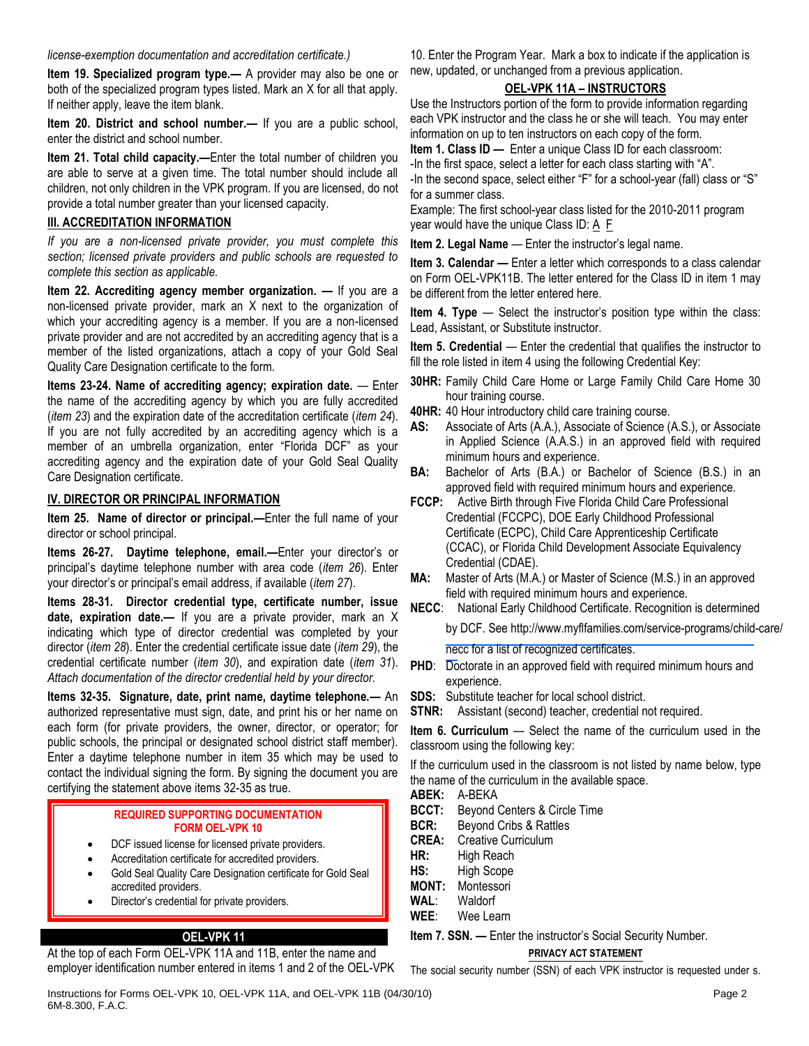*license-exemption documentation and accreditation certificate.)*

**Item 19. Specialized program type.—** A provider may also be one or both of the specialized program types listed. Mark an X for all that apply. If neither apply, leave the item blank.

**Item 20. District and school number.—** If you are a public school, enter the district and school number.

**Item 21. Total child capacity.—**Enter the total number of children you are able to serve at a given time. The total number should include all children, not only children in the VPK program. If you are licensed, do not provide a total number greater than your licensed capacity.

## III. ACCREDITATION INFORMATION

*If you are a non-licensed private provider, you must complete this section; licensed private providers and public schools are requested to complete this section as applicable.*

**Item 22. Accrediting agency member organization. —** If you are a non-licensed private provider, mark an X next to the organization of which your accrediting agency is a member. If you are a non-licensed private provider and are not accredited by an accrediting agency that is a member of the listed organizations, attach a copy of your Gold Seal Quality Care Designation certificate to the form.

**Items 23-24. Name of accrediting agency; expiration date.** — Enter the name of the accrediting agency by which you are fully accredited (*item 23*) and the expiration date of the accreditation certificate (*item 24*). If you are not fully accredited by an accrediting agency which is a member of an umbrella organization, enter "Florida DCF" as your accrediting agency and the expiration date of your Gold Seal Quality Care Designation certificate.

## IV. DIRECTOR OR PRINCIPAL INFORMATION

**Item 25. Name of director or principal.—**Enter the full name of your director or school principal.

**Items 26-27. Daytime telephone, email.—**Enter your director's or principal's daytime telephone number with area code (*item 26*). Enter your director's or principal's email address, if available (*item 27*).

**Items 28-31. Director credential type, certificate number, issue date, expiration date.—** If you are a private provider, mark an X indicating which type of director credential was completed by your director (*item 28*). Enter the credential certificate issue date (*item 29*), the credential certificate number (*item 30*), and expiration date (*item 31*). *Attach documentation of the director credential held by your director.*

**Items 32-35. Signature, date, print name, daytime telephone.—** An authorized representative must sign, date, and print his or her name on each form (for private providers, the owner, director, or operator; for public schools, the principal or designated school district staff member). Enter a daytime telephone number in item 35 which may be used to contact the individual signing the form. By signing the document you are certifying the statement above items 32-35 as true.

**REQUIRED SUPPORTING DOCUMENTATION**
**FORM OEL-VPK 10**

- DCF issued license for licensed private providers.
- Accreditation certificate for accredited providers.
- Gold Seal Quality Care Designation certificate for Gold Seal accredited providers.
- Director's credential for private providers.

## OEL-VPK 11

At the top of each Form OEL-VPK 11A and 11B, enter the name and employer identification number entered in items 1 and 2 of the OEL-VPK 10. Enter the Program Year. Mark a box to indicate if the application is new, updated, or unchanged from a previous application.

## OEL-VPK 11A – INSTRUCTORS

Use the Instructors portion of the form to provide information regarding each VPK instructor and the class he or she will teach. You may enter information on up to ten instructors on each copy of the form.

**Item 1. Class ID —** Enter a unique Class ID for each classroom:
-In the first space, select a letter for each class starting with "A".
-In the second space, select either "F" for a school-year (fall) class or "S" for a summer class.
Example: The first school-year class listed for the 2010-2011 program year would have the unique Class ID: A F

**Item 2. Legal Name** — Enter the instructor's legal name.

**Item 3. Calendar —** Enter a letter which corresponds to a class calendar on Form OEL-VPK11B. The letter entered for the Class ID in item 1 may be different from the letter entered here.

**Item 4. Type** — Select the instructor's position type within the class: Lead, Assistant, or Substitute instructor.

**Item 5. Credential** — Enter the credential that qualifies the instructor to fill the role listed in item 4 using the following Credential Key:

**30HR:** Family Child Care Home or Large Family Child Care Home 30 hour training course.
**40HR:** 40 Hour introductory child care training course.
**AS:** Associate of Arts (A.A.), Associate of Science (A.S.), or Associate in Applied Science (A.A.S.) in an approved field with required minimum hours and experience.
**BA:** Bachelor of Arts (B.A.) or Bachelor of Science (B.S.) in an approved field with required minimum hours and experience.
**FCCP:** Active Birth through Five Florida Child Care Professional Credential (FCCPC), DOE Early Childhood Professional Certificate (ECPC), Child Care Apprenticeship Certificate (CCAC), or Florida Child Development Associate Equivalency Credential (CDAE).
**MA:** Master of Arts (M.A.) or Master of Science (M.S.) in an approved field with required minimum hours and experience.
**NECC**: National Early Childhood Certificate. Recognition is determined by DCF. See http://www.myflfamilies.com/service-programs/child-care/necc for a list of recognized certificates.
**PHD**: Doctorate in an approved field with required minimum hours and experience.
**SDS:** Substitute teacher for local school district.
**STNR:** Assistant (second) teacher, credential not required.

**Item 6. Curriculum** — Select the name of the curriculum used in the classroom using the following key:

If the curriculum used in the classroom is not listed by name below, type the name of the curriculum in the available space.

**ABEK:** A-BEKA
**BCCT:** Beyond Centers & Circle Time
**BCR:** Beyond Cribs & Rattles
**CREA:** Creative Curriculum
**HR:** High Reach
**HS:** High Scope
**MONT:** Montessori
**WAL**: Waldorf
**WEE**: Wee Learn

**Item 7. SSN. —** Enter the instructor's Social Security Number.

**PRIVACY ACT STATEMENT**

The social security number (SSN) of each VPK instructor is requested under s.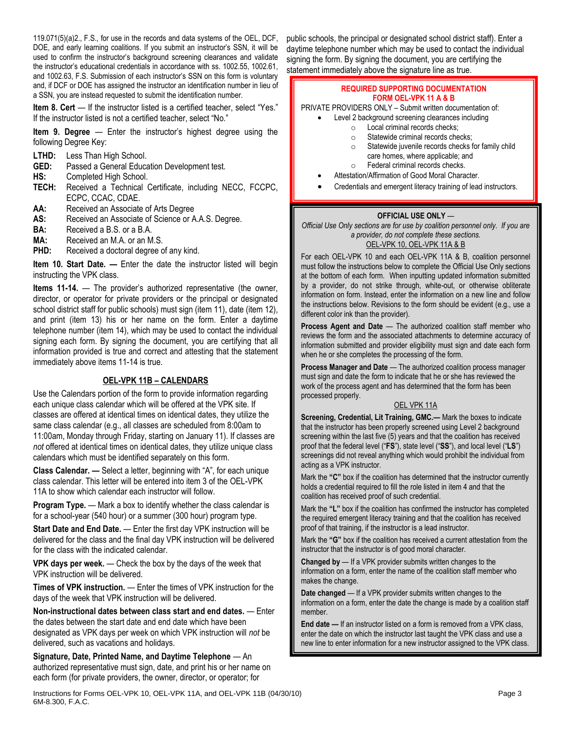119.071(5)(a)2., F.S., for use in the records and data systems of the OEL, DCF, DOE, and early learning coalitions. If you submit an instructor's SSN, it will be used to confirm the instructor's background screening clearances and validate the instructor's educational credentials in accordance with ss. 1002.55, 1002.61, and 1002.63, F.S. Submission of each instructor's SSN on this form is voluntary and, if DCF or DOE has assigned the instructor an identification number in lieu of a SSN, you are instead requested to submit the identification number.

**Item 8. Cert** — If the instructor listed is a certified teacher, select "Yes." If the instructor listed is not a certified teacher, select "No."

**Item 9. Degree** — Enter the instructor's highest degree using the following Degree Key:

- **LTHD:** Less Than High School.
- **GED:** Passed a General Education Development test.
- **HS:** Completed High School.
- **TECH:** Received a Technical Certificate, including NECC, FCCPC, ECPC, CCAC, CDAE.
- **AA:** Received an Associate of Arts Degree
- **AS:** Received an Associate of Science or A.A.S. Degree.
- **BA:** Received a B.S. or a B.A.
- **MA:** Received an M.A. or an M.S.
- **PHD:** Received a doctoral degree of any kind.

**Item 10. Start Date. —** Enter the date the instructor listed will begin instructing the VPK class.

**Items 11-14.** — The provider's authorized representative (the owner, director, or operator for private providers or the principal or designated school district staff for public schools) must sign (item 11), date (item 12), and print (item 13) his or her name on the form. Enter a daytime telephone number (item 14), which may be used to contact the individual signing each form. By signing the document, you are certifying that all information provided is true and correct and attesting that the statement immediately above items 11-14 is true.

## OEL-VPK 11B – CALENDARS

Use the Calendars portion of the form to provide information regarding each unique class calendar which will be offered at the VPK site. If classes are offered at identical times on identical dates, they utilize the same class calendar (e.g., all classes are scheduled from 8:00am to 11:00am, Monday through Friday, starting on January 11). If classes are *not* offered at identical times on identical dates, they utilize unique class calendars which must be identified separately on this form.

**Class Calendar. —** Select a letter, beginning with "A", for each unique class calendar. This letter will be entered into item 3 of the OEL-VPK 11A to show which calendar each instructor will follow.

**Program Type.** — Mark a box to identify whether the class calendar is for a school-year (540 hour) or a summer (300 hour) program type.

**Start Date and End Date.** — Enter the first day VPK instruction will be delivered for the class and the final day VPK instruction will be delivered for the class with the indicated calendar.

**VPK days per week.** — Check the box by the days of the week that VPK instruction will be delivered.

**Times of VPK instruction.** — Enter the times of VPK instruction for the days of the week that VPK instruction will be delivered.

**Non-instructional dates between class start and end dates.** — Enter the dates between the start date and end date which have been designated as VPK days per week on which VPK instruction will *not* be delivered, such as vacations and holidays.

**Signature, Date, Printed Name, and Daytime Telephone** — An authorized representative must sign, date, and print his or her name on each form (for private providers, the owner, director, or operator; for public schools, the principal or designated school district staff). Enter a daytime telephone number which may be used to contact the individual signing the form. By signing the document, you are certifying the statement immediately above the signature line as true.

**REQUIRED SUPPORTING DOCUMENTATION**
**FORM OEL-VPK 11 A & B**

PRIVATE PROVIDERS ONLY – Submit written documentation of:

- Level 2 background screening clearances including
  - Local criminal records checks;
  - Statewide criminal records checks;
  - Statewide juvenile records checks for family child care homes, where applicable; and
  - Federal criminal records checks.
- Attestation/Affirmation of Good Moral Character.
- Credentials and emergent literacy training of lead instructors.

**OFFICIAL USE ONLY** —

*Official Use Only sections are for use by coalition personnel only. If you are a provider, do not complete these sections.*

OEL-VPK 10, OEL-VPK 11A & B

For each OEL-VPK 10 and each OEL-VPK 11A & B, coalition personnel must follow the instructions below to complete the Official Use Only sections at the bottom of each form. When inputting updated information submitted by a provider, do not strike through, white-out, or otherwise obliterate information on form. Instead, enter the information on a new line and follow the instructions below. Revisions to the form should be evident (e.g., use a different color ink than the provider).

**Process Agent and Date** — The authorized coalition staff member who reviews the form and the associated attachments to determine accuracy of information submitted and provider eligibility must sign and date each form when he or she completes the processing of the form.

**Process Manager and Date** — The authorized coalition process manager must sign and date the form to indicate that he or she has reviewed the work of the process agent and has determined that the form has been processed properly.

OEL VPK 11A

**Screening, Credential, Lit Training, GMC.—** Mark the boxes to indicate that the instructor has been properly screened using Level 2 background screening within the last five (5) years and that the coalition has received proof that the federal level ("**FS**"), state level ("**SS**"), and local level ("**LS**") screenings did not reveal anything which would prohibit the individual from acting as a VPK instructor.

Mark the **"C"** box if the coalition has determined that the instructor currently holds a credential required to fill the role listed in item 4 and that the coalition has received proof of such credential.

Mark the **"L"** box if the coalition has confirmed the instructor has completed the required emergent literacy training and that the coalition has received proof of that training, if the instructor is a lead instructor.

Mark the **"G"** box if the coalition has received a current attestation from the instructor that the instructor is of good moral character.

**Changed by** — If a VPK provider submits written changes to the information on a form, enter the name of the coalition staff member who makes the change.

**Date changed** — If a VPK provider submits written changes to the information on a form, enter the date the change is made by a coalition staff member.

**End date —** If an instructor listed on a form is removed from a VPK class, enter the date on which the instructor last taught the VPK class and use a new line to enter information for a new instructor assigned to the VPK class.

Instructions for Forms OEL-VPK 10, OEL-VPK 11A, and OEL-VPK 11B (04/30/10)
6M-8.300, F.A.C.